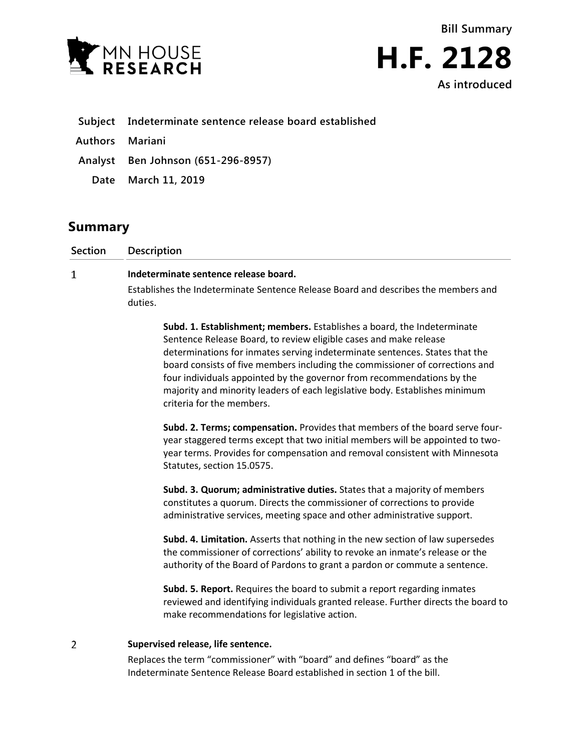MN HOUSE RESEARCH

**Bill Summary**

# H.F. 2128

**As introduced**

| | |
|---|---|
| **Subject** | **Indeterminate sentence release board established** |
| **Authors** | **Mariani** |
| **Analyst** | **Ben Johnson (651-296-8957)** |
| **Date** | **March 11, 2019** |

## Summary

| Section | Description |
|---|---|

**1** **Indeterminate sentence release board.**

Establishes the Indeterminate Sentence Release Board and describes the members and duties.

> **Subd. 1. Establishment; members.** Establishes a board, the Indeterminate Sentence Release Board, to review eligible cases and make release determinations for inmates serving indeterminate sentences. States that the board consists of five members including the commissioner of corrections and four individuals appointed by the governor from recommendations by the majority and minority leaders of each legislative body. Establishes minimum criteria for the members.
>
> **Subd. 2. Terms; compensation.** Provides that members of the board serve four-year staggered terms except that two initial members will be appointed to two-year terms. Provides for compensation and removal consistent with Minnesota Statutes, section 15.0575.
>
> **Subd. 3. Quorum; administrative duties.** States that a majority of members constitutes a quorum. Directs the commissioner of corrections to provide administrative services, meeting space and other administrative support.
>
> **Subd. 4. Limitation.** Asserts that nothing in the new section of law supersedes the commissioner of corrections' ability to revoke an inmate's release or the authority of the Board of Pardons to grant a pardon or commute a sentence.
>
> **Subd. 5. Report.** Requires the board to submit a report regarding inmates reviewed and identifying individuals granted release. Further directs the board to make recommendations for legislative action.

**2** **Supervised release, life sentence.**

Replaces the term "commissioner" with "board" and defines "board" as the Indeterminate Sentence Release Board established in section 1 of the bill.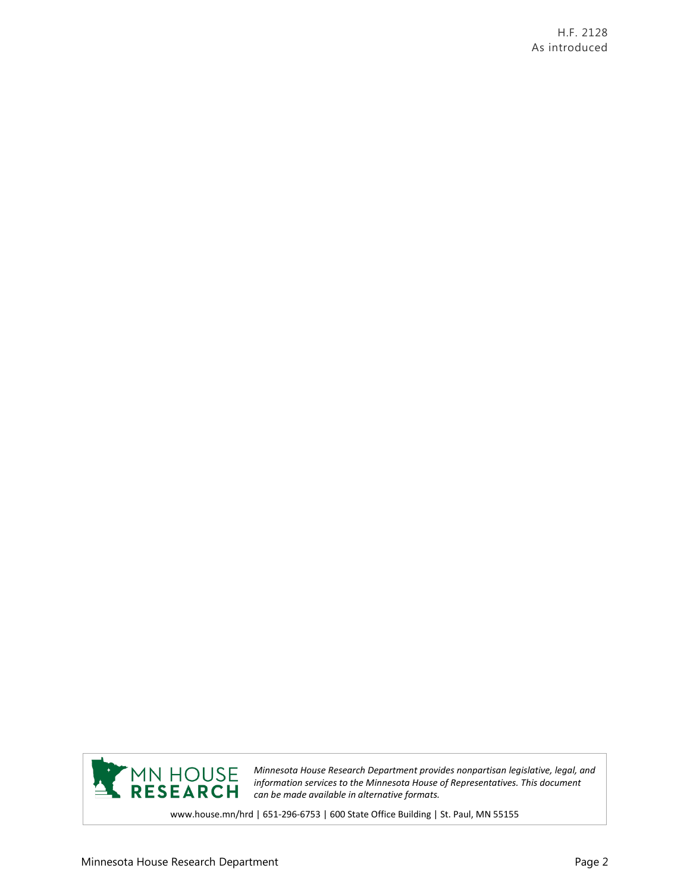MN HOUSE RESEARCH

*Minnesota House Research Department provides nonpartisan legislative, legal, and information services to the Minnesota House of Representatives. This document can be made available in alternative formats.*

www.house.mn/hrd | 651-296-6753 | 600 State Office Building | St. Paul, MN 55155